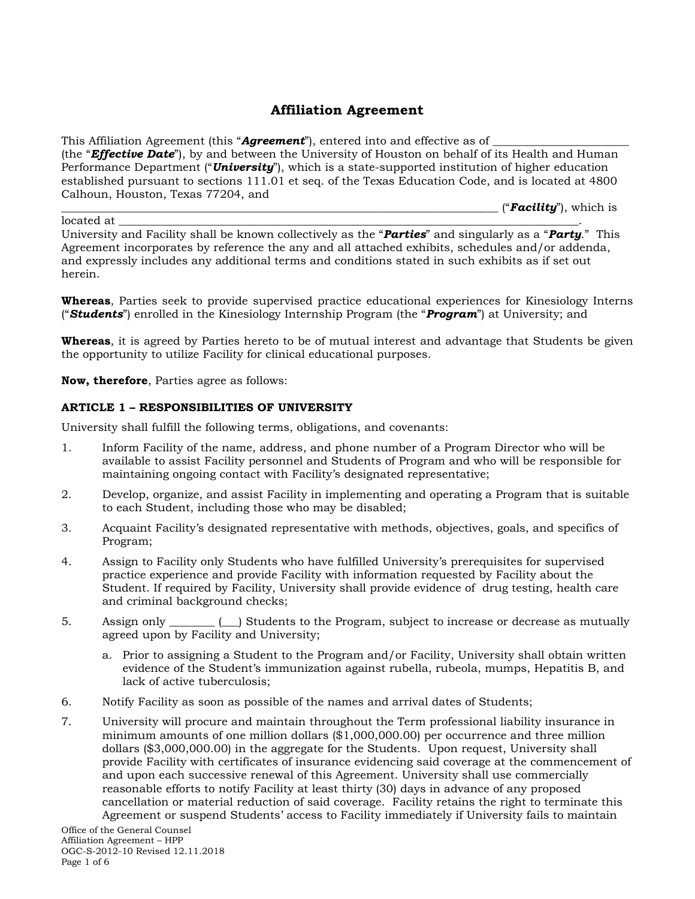# Affiliation Agreement

This Affiliation Agreement (this "***Agreement***"), entered into and effective as of ________________________ (the "***Effective Date***"), by and between the University of Houston on behalf of its Health and Human Performance Department ("***University***"), which is a state-supported institution of higher education established pursuant to sections 111.01 et seq. of the Texas Education Code, and is located at 4800 Calhoun, Houston, Texas 77204, and ____________________________________________________________________________ ("***Facility***"), which is located at ____________________________________________________________________________. University and Facility shall be known collectively as the "***Parties***" and singularly as a "***Party***." This Agreement incorporates by reference the any and all attached exhibits, schedules and/or addenda, and expressly includes any additional terms and conditions stated in such exhibits as if set out herein.

**Whereas**, Parties seek to provide supervised practice educational experiences for Kinesiology Interns ("***Students***") enrolled in the Kinesiology Internship Program (the "***Program***") at University; and

**Whereas**, it is agreed by Parties hereto to be of mutual interest and advantage that Students be given the opportunity to utilize Facility for clinical educational purposes.

**Now, therefore**, Parties agree as follows:

**ARTICLE 1 – RESPONSIBILITIES OF UNIVERSITY**

University shall fulfill the following terms, obligations, and covenants:

1. Inform Facility of the name, address, and phone number of a Program Director who will be available to assist Facility personnel and Students of Program and who will be responsible for maintaining ongoing contact with Facility's designated representative;
2. Develop, organize, and assist Facility in implementing and operating a Program that is suitable to each Student, including those who may be disabled;
3. Acquaint Facility's designated representative with methods, objectives, goals, and specifics of Program;
4. Assign to Facility only Students who have fulfilled University's prerequisites for supervised practice experience and provide Facility with information requested by Facility about the Student. If required by Facility, University shall provide evidence of drug testing, health care and criminal background checks;
5. Assign only ________ (___) Students to the Program, subject to increase or decrease as mutually agreed upon by Facility and University;
   a. Prior to assigning a Student to the Program and/or Facility, University shall obtain written evidence of the Student's immunization against rubella, rubeola, mumps, Hepatitis B, and lack of active tuberculosis;
6. Notify Facility as soon as possible of the names and arrival dates of Students;
7. University will procure and maintain throughout the Term professional liability insurance in minimum amounts of one million dollars ($1,000,000.00) per occurrence and three million dollars ($3,000,000.00) in the aggregate for the Students. Upon request, University shall provide Facility with certificates of insurance evidencing said coverage at the commencement of and upon each successive renewal of this Agreement. University shall use commercially reasonable efforts to notify Facility at least thirty (30) days in advance of any proposed cancellation or material reduction of said coverage. Facility retains the right to terminate this Agreement or suspend Students' access to Facility immediately if University fails to maintain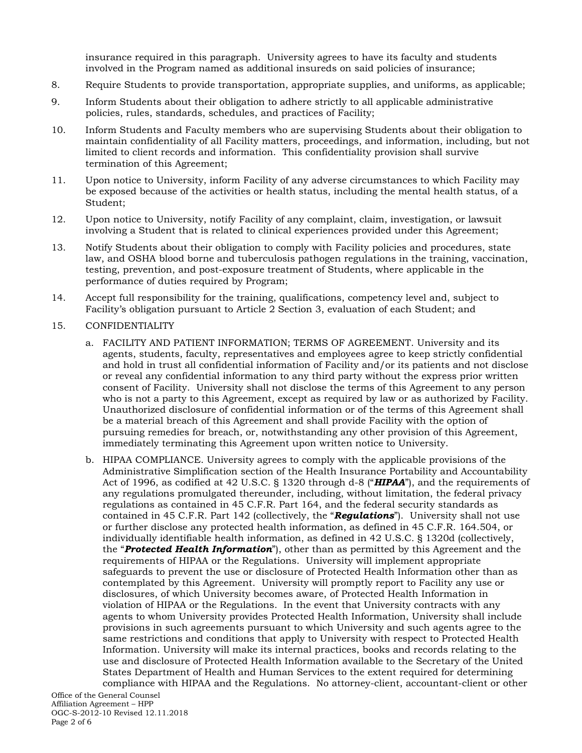insurance required in this paragraph. University agrees to have its faculty and students involved in the Program named as additional insureds on said policies of insurance;

8. Require Students to provide transportation, appropriate supplies, and uniforms, as applicable;

9. Inform Students about their obligation to adhere strictly to all applicable administrative policies, rules, standards, schedules, and practices of Facility;

10. Inform Students and Faculty members who are supervising Students about their obligation to maintain confidentiality of all Facility matters, proceedings, and information, including, but not limited to client records and information. This confidentiality provision shall survive termination of this Agreement;

11. Upon notice to University, inform Facility of any adverse circumstances to which Facility may be exposed because of the activities or health status, including the mental health status, of a Student;

12. Upon notice to University, notify Facility of any complaint, claim, investigation, or lawsuit involving a Student that is related to clinical experiences provided under this Agreement;

13. Notify Students about their obligation to comply with Facility policies and procedures, state law, and OSHA blood borne and tuberculosis pathogen regulations in the training, vaccination, testing, prevention, and post-exposure treatment of Students, where applicable in the performance of duties required by Program;

14. Accept full responsibility for the training, qualifications, competency level and, subject to Facility's obligation pursuant to Article 2 Section 3, evaluation of each Student; and

15. CONFIDENTIALITY

    a. FACILITY AND PATIENT INFORMATION; TERMS OF AGREEMENT. University and its agents, students, faculty, representatives and employees agree to keep strictly confidential and hold in trust all confidential information of Facility and/or its patients and not disclose or reveal any confidential information to any third party without the express prior written consent of Facility. University shall not disclose the terms of this Agreement to any person who is not a party to this Agreement, except as required by law or as authorized by Facility. Unauthorized disclosure of confidential information or of the terms of this Agreement shall be a material breach of this Agreement and shall provide Facility with the option of pursuing remedies for breach, or, notwithstanding any other provision of this Agreement, immediately terminating this Agreement upon written notice to University.

    b. HIPAA COMPLIANCE. University agrees to comply with the applicable provisions of the Administrative Simplification section of the Health Insurance Portability and Accountability Act of 1996, as codified at 42 U.S.C. § 1320 through d-8 ("***HIPAA***"), and the requirements of any regulations promulgated thereunder, including, without limitation, the federal privacy regulations as contained in 45 C.F.R. Part 164, and the federal security standards as contained in 45 C.F.R. Part 142 (collectively, the "***Regulations***"). University shall not use or further disclose any protected health information, as defined in 45 C.F.R. 164.504, or individually identifiable health information, as defined in 42 U.S.C. § 1320d (collectively, the "***Protected Health Information***"), other than as permitted by this Agreement and the requirements of HIPAA or the Regulations. University will implement appropriate safeguards to prevent the use or disclosure of Protected Health Information other than as contemplated by this Agreement. University will promptly report to Facility any use or disclosures, of which University becomes aware, of Protected Health Information in violation of HIPAA or the Regulations. In the event that University contracts with any agents to whom University provides Protected Health Information, University shall include provisions in such agreements pursuant to which University and such agents agree to the same restrictions and conditions that apply to University with respect to Protected Health Information. University will make its internal practices, books and records relating to the use and disclosure of Protected Health Information available to the Secretary of the United States Department of Health and Human Services to the extent required for determining compliance with HIPAA and the Regulations. No attorney-client, accountant-client or other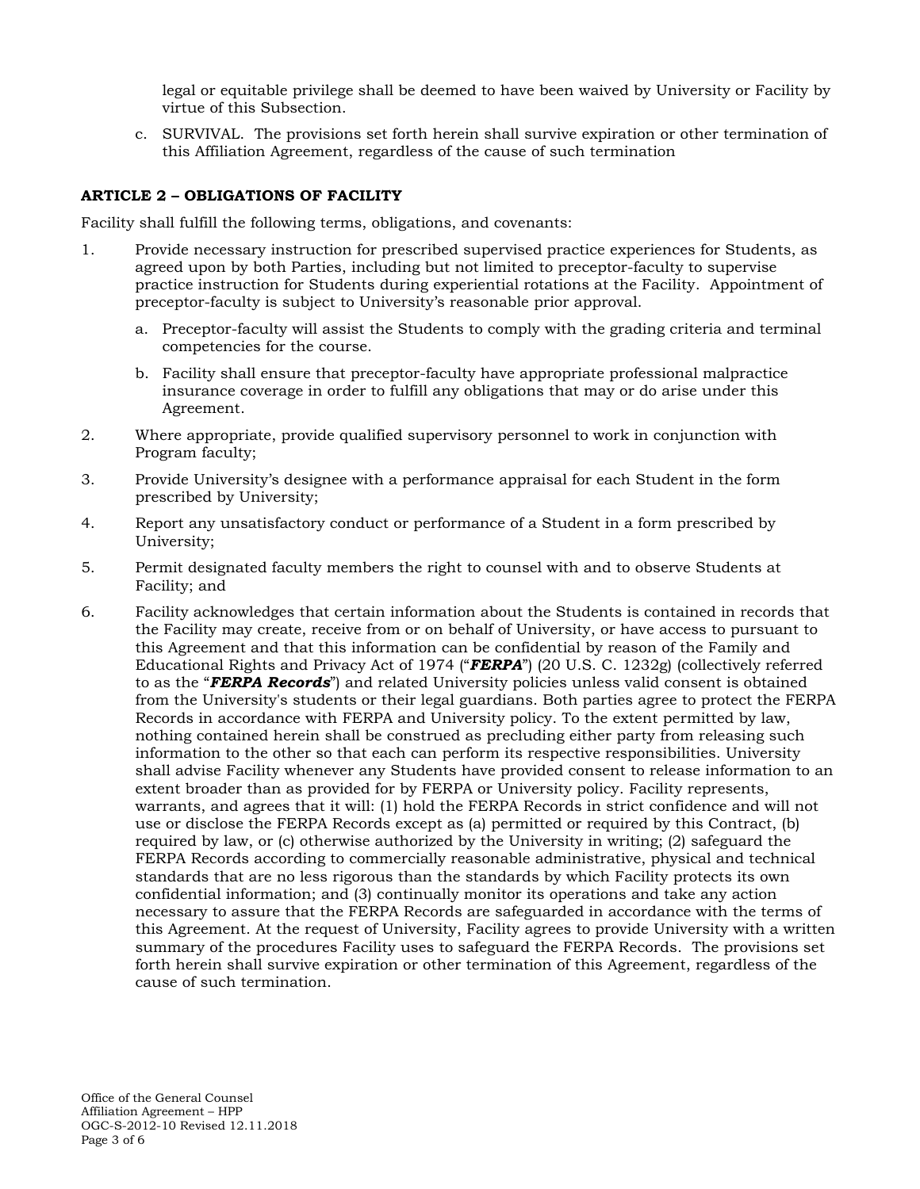legal or equitable privilege shall be deemed to have been waived by University or Facility by virtue of this Subsection.

c. SURVIVAL. The provisions set forth herein shall survive expiration or other termination of this Affiliation Agreement, regardless of the cause of such termination

**ARTICLE 2 – OBLIGATIONS OF FACILITY**

Facility shall fulfill the following terms, obligations, and covenants:

1. Provide necessary instruction for prescribed supervised practice experiences for Students, as agreed upon by both Parties, including but not limited to preceptor-faculty to supervise practice instruction for Students during experiential rotations at the Facility. Appointment of preceptor-faculty is subject to University's reasonable prior approval.

   a. Preceptor-faculty will assist the Students to comply with the grading criteria and terminal competencies for the course.

   b. Facility shall ensure that preceptor-faculty have appropriate professional malpractice insurance coverage in order to fulfill any obligations that may or do arise under this Agreement.

2. Where appropriate, provide qualified supervisory personnel to work in conjunction with Program faculty;

3. Provide University's designee with a performance appraisal for each Student in the form prescribed by University;

4. Report any unsatisfactory conduct or performance of a Student in a form prescribed by University;

5. Permit designated faculty members the right to counsel with and to observe Students at Facility; and

6. Facility acknowledges that certain information about the Students is contained in records that the Facility may create, receive from or on behalf of University, or have access to pursuant to this Agreement and that this information can be confidential by reason of the Family and Educational Rights and Privacy Act of 1974 ("***FERPA***") (20 U.S. C. 1232g) (collectively referred to as the "***FERPA Records***") and related University policies unless valid consent is obtained from the University's students or their legal guardians. Both parties agree to protect the FERPA Records in accordance with FERPA and University policy. To the extent permitted by law, nothing contained herein shall be construed as precluding either party from releasing such information to the other so that each can perform its respective responsibilities. University shall advise Facility whenever any Students have provided consent to release information to an extent broader than as provided for by FERPA or University policy. Facility represents, warrants, and agrees that it will: (1) hold the FERPA Records in strict confidence and will not use or disclose the FERPA Records except as (a) permitted or required by this Contract, (b) required by law, or (c) otherwise authorized by the University in writing; (2) safeguard the FERPA Records according to commercially reasonable administrative, physical and technical standards that are no less rigorous than the standards by which Facility protects its own confidential information; and (3) continually monitor its operations and take any action necessary to assure that the FERPA Records are safeguarded in accordance with the terms of this Agreement. At the request of University, Facility agrees to provide University with a written summary of the procedures Facility uses to safeguard the FERPA Records. The provisions set forth herein shall survive expiration or other termination of this Agreement, regardless of the cause of such termination.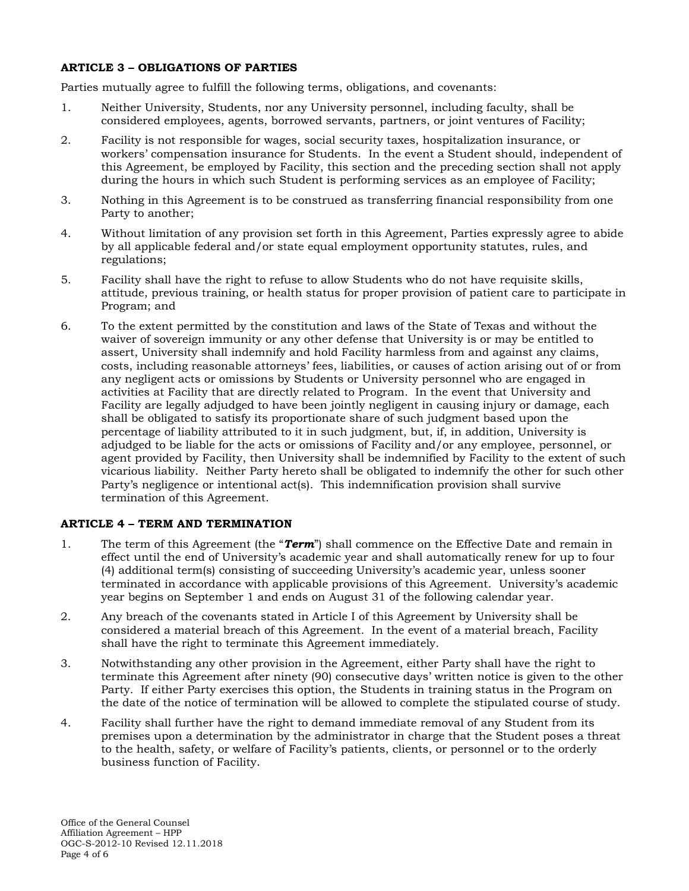**ARTICLE 3 – OBLIGATIONS OF PARTIES**

Parties mutually agree to fulfill the following terms, obligations, and covenants:

1. Neither University, Students, nor any University personnel, including faculty, shall be considered employees, agents, borrowed servants, partners, or joint ventures of Facility;

2. Facility is not responsible for wages, social security taxes, hospitalization insurance, or workers' compensation insurance for Students. In the event a Student should, independent of this Agreement, be employed by Facility, this section and the preceding section shall not apply during the hours in which such Student is performing services as an employee of Facility;

3. Nothing in this Agreement is to be construed as transferring financial responsibility from one Party to another;

4. Without limitation of any provision set forth in this Agreement, Parties expressly agree to abide by all applicable federal and/or state equal employment opportunity statutes, rules, and regulations;

5. Facility shall have the right to refuse to allow Students who do not have requisite skills, attitude, previous training, or health status for proper provision of patient care to participate in Program; and

6. To the extent permitted by the constitution and laws of the State of Texas and without the waiver of sovereign immunity or any other defense that University is or may be entitled to assert, University shall indemnify and hold Facility harmless from and against any claims, costs, including reasonable attorneys' fees, liabilities, or causes of action arising out of or from any negligent acts or omissions by Students or University personnel who are engaged in activities at Facility that are directly related to Program. In the event that University and Facility are legally adjudged to have been jointly negligent in causing injury or damage, each shall be obligated to satisfy its proportionate share of such judgment based upon the percentage of liability attributed to it in such judgment, but, if, in addition, University is adjudged to be liable for the acts or omissions of Facility and/or any employee, personnel, or agent provided by Facility, then University shall be indemnified by Facility to the extent of such vicarious liability. Neither Party hereto shall be obligated to indemnify the other for such other Party's negligence or intentional act(s). This indemnification provision shall survive termination of this Agreement.

**ARTICLE 4 – TERM AND TERMINATION**

1. The term of this Agreement (the "***Term***") shall commence on the Effective Date and remain in effect until the end of University's academic year and shall automatically renew for up to four (4) additional term(s) consisting of succeeding University's academic year, unless sooner terminated in accordance with applicable provisions of this Agreement. University's academic year begins on September 1 and ends on August 31 of the following calendar year.

2. Any breach of the covenants stated in Article I of this Agreement by University shall be considered a material breach of this Agreement. In the event of a material breach, Facility shall have the right to terminate this Agreement immediately.

3. Notwithstanding any other provision in the Agreement, either Party shall have the right to terminate this Agreement after ninety (90) consecutive days' written notice is given to the other Party. If either Party exercises this option, the Students in training status in the Program on the date of the notice of termination will be allowed to complete the stipulated course of study.

4. Facility shall further have the right to demand immediate removal of any Student from its premises upon a determination by the administrator in charge that the Student poses a threat to the health, safety, or welfare of Facility's patients, clients, or personnel or to the orderly business function of Facility.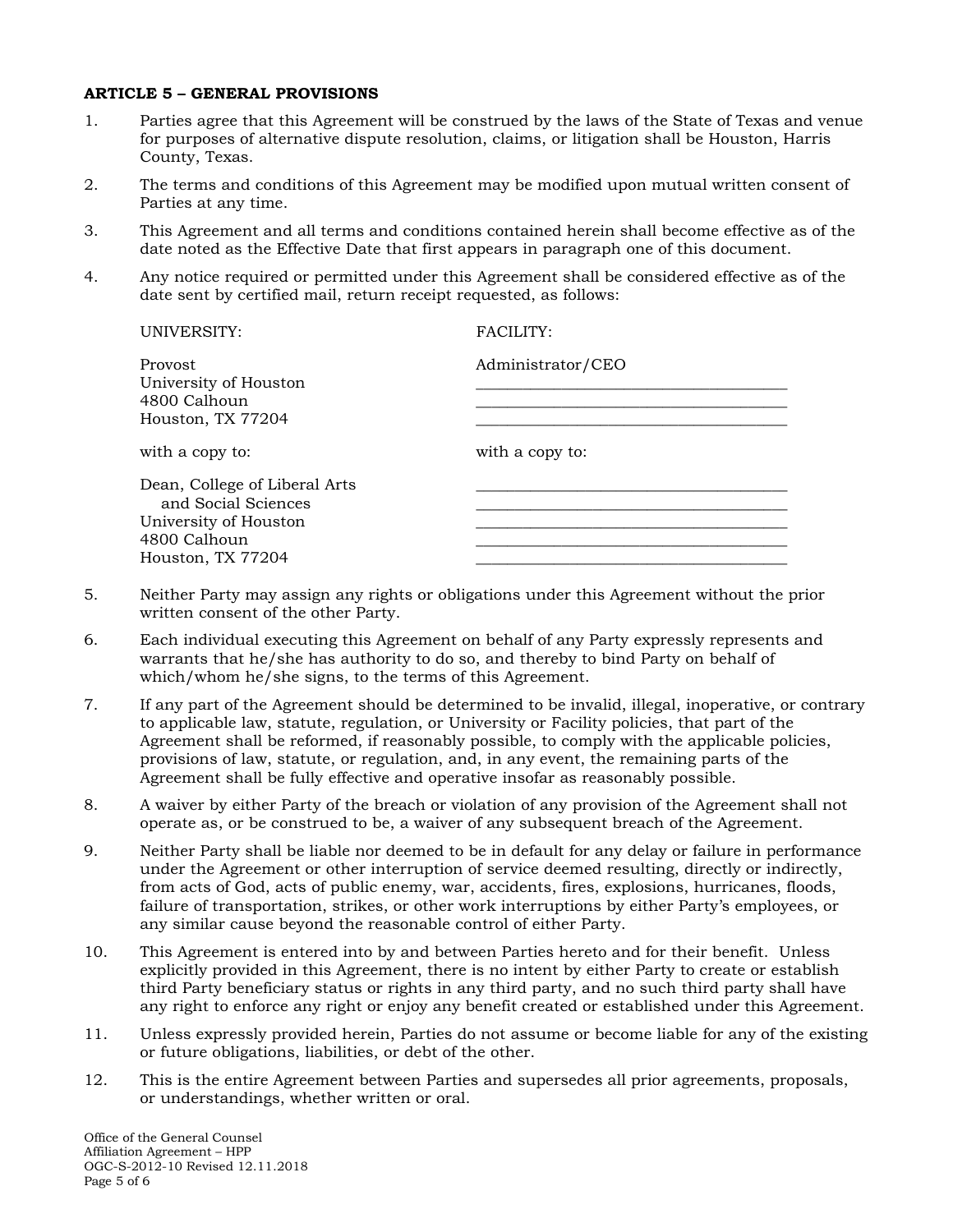**ARTICLE 5 – GENERAL PROVISIONS**

1. Parties agree that this Agreement will be construed by the laws of the State of Texas and venue for purposes of alternative dispute resolution, claims, or litigation shall be Houston, Harris County, Texas.

2. The terms and conditions of this Agreement may be modified upon mutual written consent of Parties at any time.

3. This Agreement and all terms and conditions contained herein shall become effective as of the date noted as the Effective Date that first appears in paragraph one of this document.

4. Any notice required or permitted under this Agreement shall be considered effective as of the date sent by certified mail, return receipt requested, as follows:

| UNIVERSITY: | FACILITY: |
|---|---|
| Provost<br>University of Houston<br>4800 Calhoun<br>Houston, TX 77204 | Administrator/CEO<br>______________________________<br>______________________________<br>______________________________ |
| with a copy to: | with a copy to: |
| Dean, College of Liberal Arts and Social Sciences<br>University of Houston<br>4800 Calhoun<br>Houston, TX 77204 | ______________________________<br>______________________________<br>______________________________<br>______________________________<br>______________________________ |

5. Neither Party may assign any rights or obligations under this Agreement without the prior written consent of the other Party.

6. Each individual executing this Agreement on behalf of any Party expressly represents and warrants that he/she has authority to do so, and thereby to bind Party on behalf of which/whom he/she signs, to the terms of this Agreement.

7. If any part of the Agreement should be determined to be invalid, illegal, inoperative, or contrary to applicable law, statute, regulation, or University or Facility policies, that part of the Agreement shall be reformed, if reasonably possible, to comply with the applicable policies, provisions of law, statute, or regulation, and, in any event, the remaining parts of the Agreement shall be fully effective and operative insofar as reasonably possible.

8. A waiver by either Party of the breach or violation of any provision of the Agreement shall not operate as, or be construed to be, a waiver of any subsequent breach of the Agreement.

9. Neither Party shall be liable nor deemed to be in default for any delay or failure in performance under the Agreement or other interruption of service deemed resulting, directly or indirectly, from acts of God, acts of public enemy, war, accidents, fires, explosions, hurricanes, floods, failure of transportation, strikes, or other work interruptions by either Party's employees, or any similar cause beyond the reasonable control of either Party.

10. This Agreement is entered into by and between Parties hereto and for their benefit. Unless explicitly provided in this Agreement, there is no intent by either Party to create or establish third Party beneficiary status or rights in any third party, and no such third party shall have any right to enforce any right or enjoy any benefit created or established under this Agreement.

11. Unless expressly provided herein, Parties do not assume or become liable for any of the existing or future obligations, liabilities, or debt of the other.

12. This is the entire Agreement between Parties and supersedes all prior agreements, proposals, or understandings, whether written or oral.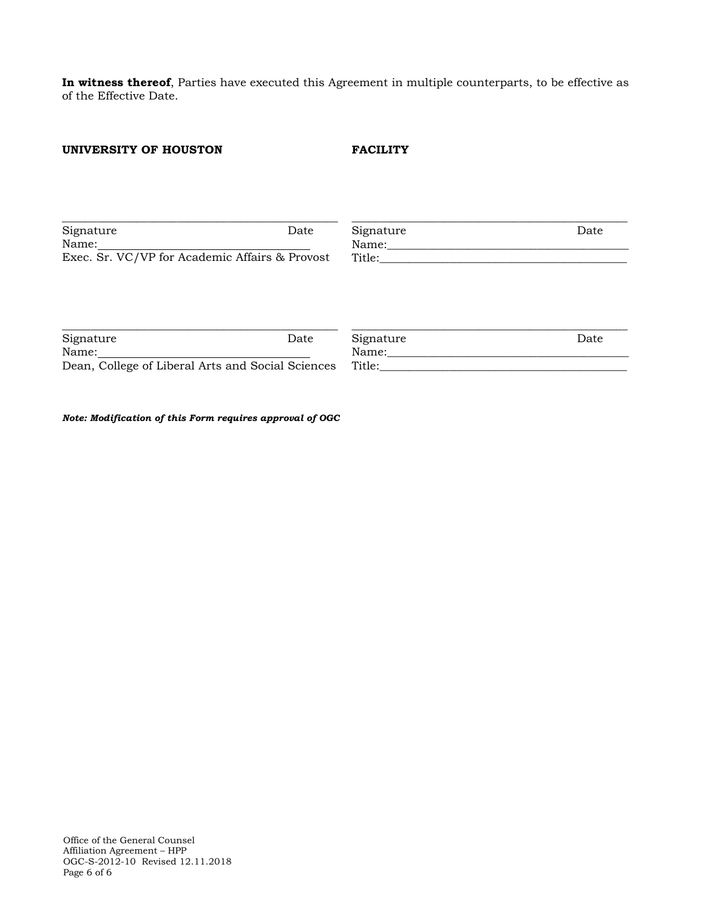**In witness thereof**, Parties have executed this Agreement in multiple counterparts, to be effective as of the Effective Date.

**UNIVERSITY OF HOUSTON**

\_\_\_\_\_\_\_\_\_\_\_\_\_\_\_\_\_\_\_\_\_\_\_\_\_\_\_\_\_\_\_\_\_\_\_\_\_\_\_\_\_\_\_\_\_\_
Signature Date
Name:\_\_\_\_\_\_\_\_\_\_\_\_\_\_\_\_\_\_\_\_\_\_\_\_\_\_\_\_\_\_\_\_\_\_\_\_
Exec. Sr. VC/VP for Academic Affairs & Provost

\_\_\_\_\_\_\_\_\_\_\_\_\_\_\_\_\_\_\_\_\_\_\_\_\_\_\_\_\_\_\_\_\_\_\_\_\_\_\_\_\_\_\_\_\_\_
Signature Date
Name:\_\_\_\_\_\_\_\_\_\_\_\_\_\_\_\_\_\_\_\_\_\_\_\_\_\_\_\_\_\_\_\_\_\_\_\_
Dean, College of Liberal Arts and Social Sciences

**FACILITY**

\_\_\_\_\_\_\_\_\_\_\_\_\_\_\_\_\_\_\_\_\_\_\_\_\_\_\_\_\_\_\_\_\_\_\_\_\_\_\_\_\_\_\_\_\_\_
Signature Date
Name:\_\_\_\_\_\_\_\_\_\_\_\_\_\_\_\_\_\_\_\_\_\_\_\_\_\_\_\_\_\_\_\_\_\_\_\_\_\_\_\_\_
Title:\_\_\_\_\_\_\_\_\_\_\_\_\_\_\_\_\_\_\_\_\_\_\_\_\_\_\_\_\_\_\_\_\_\_\_\_\_\_\_\_\_\_

\_\_\_\_\_\_\_\_\_\_\_\_\_\_\_\_\_\_\_\_\_\_\_\_\_\_\_\_\_\_\_\_\_\_\_\_\_\_\_\_\_\_\_\_\_\_
Signature Date
Name:\_\_\_\_\_\_\_\_\_\_\_\_\_\_\_\_\_\_\_\_\_\_\_\_\_\_\_\_\_\_\_\_\_\_\_\_\_\_\_\_\_
Title:\_\_\_\_\_\_\_\_\_\_\_\_\_\_\_\_\_\_\_\_\_\_\_\_\_\_\_\_\_\_\_\_\_\_\_\_\_\_\_\_\_\_

***Note: Modification of this Form requires approval of OGC***

Office of the General Counsel
Affiliation Agreement – HPP
OGC-S-2012-10 Revised 12.11.2018